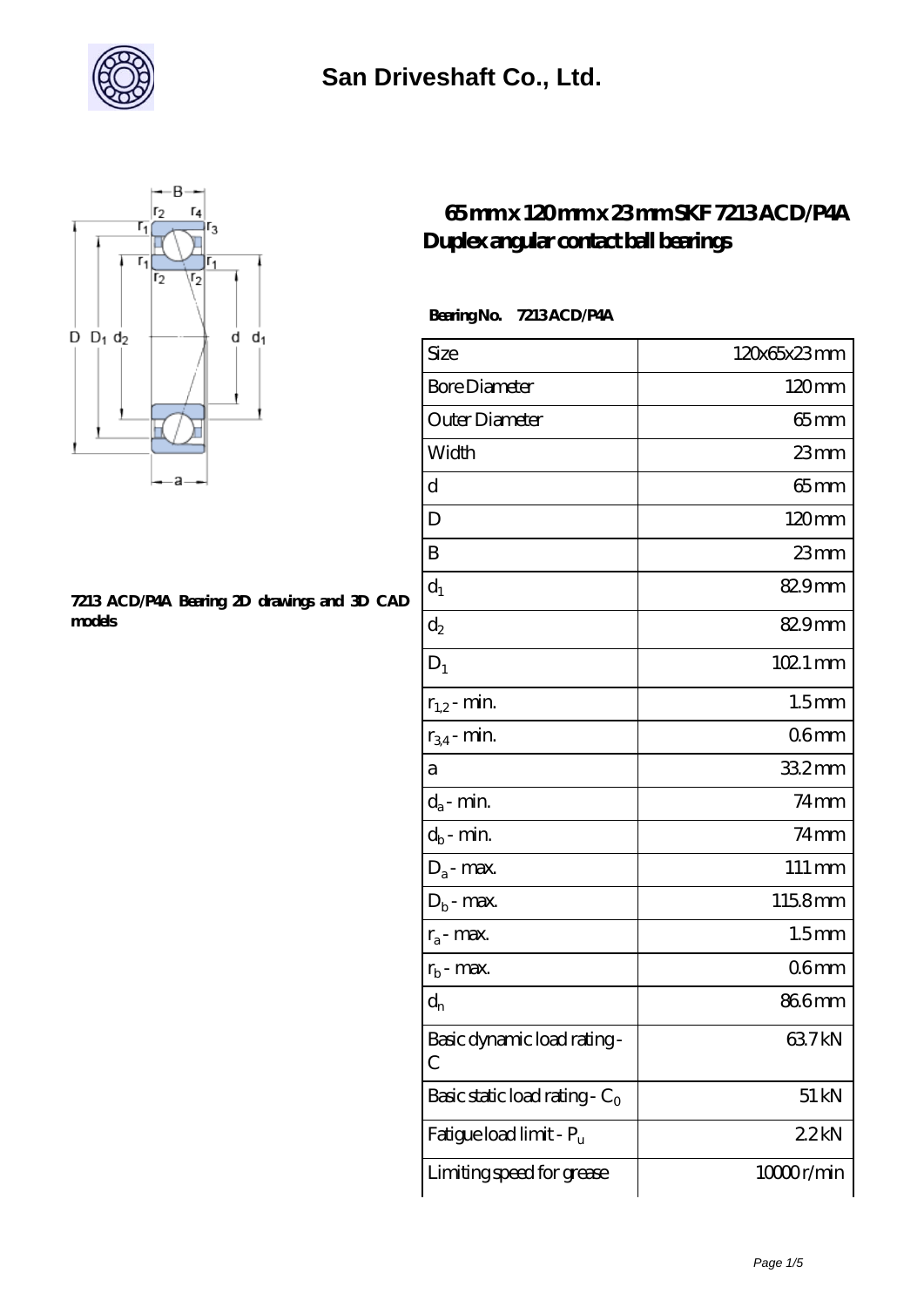# San Driveshaft Co., Ltd.

## 65 mm x 120 mm x 23 mm SKF 7213 ACD/P4A Duplex angular contact ball bearings

7213 ACD/P4A Bearing 2D drawings and 3D CAD models

**Bearing No. 7213 ACD/P4A**

| | |
|---|---|
| Size | 120x65x23 mm |
| Bore Diameter | 120 mm |
| Outer Diameter | 65 mm |
| Width | 23 mm |
| d | 65 mm |
| D | 120 mm |
| B | 23 mm |
| $d_1$ | 82.9 mm |
| $d_2$ | 82.9 mm |
| $D_1$ | 102.1 mm |
| $r_{1,2}$ - min. | 1.5 mm |
| $r_{3,4}$ - min. | 0.6 mm |
| a | 33.2 mm |
| $d_a$ - min. | 74 mm |
| $d_b$ - min. | 74 mm |
| $D_a$ - max. | 111 mm |
| $D_b$ - max. | 115.8 mm |
| $r_a$ - max. | 1.5 mm |
| $r_b$ - max. | 0.6 mm |
| $d_n$ | 86.6 mm |
| Basic dynamic load rating - C | 63.7 kN |
| Basic static load rating - $C_0$ | 51 kN |
| Fatigue load limit - $P_u$ | 2.2 kN |
| Limiting speed for grease | 10000 r/min |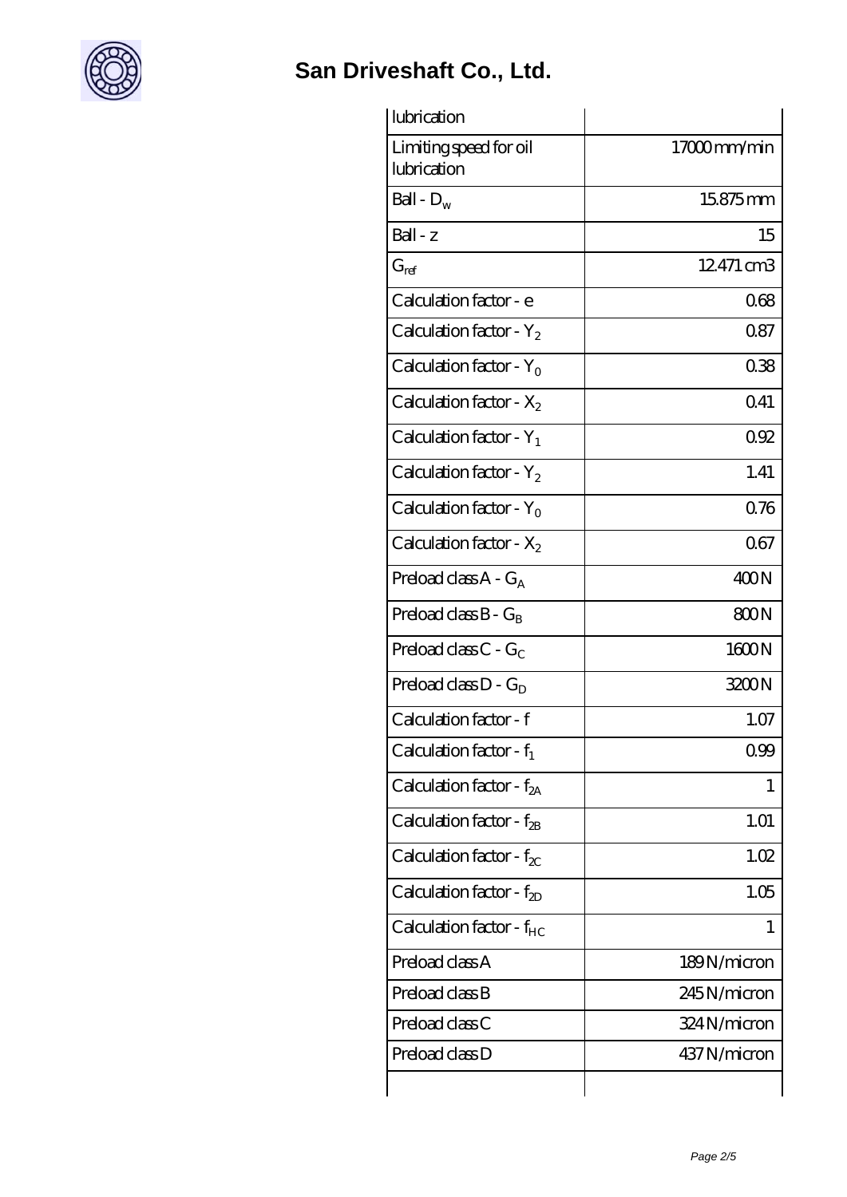| lubrication | |
|---|---|
| Limiting speed for oil lubrication | 17000 mm/min |
| Ball - $D_w$ | 15.875 mm |
| Ball - z | 15 |
| $G_{ref}$ | 12.471 cm3 |
| Calculation factor - e | 0.68 |
| Calculation factor - $Y_2$ | 0.87 |
| Calculation factor - $Y_0$ | 0.38 |
| Calculation factor - $X_2$ | 0.41 |
| Calculation factor - $Y_1$ | 0.92 |
| Calculation factor - $Y_2$ | 1.41 |
| Calculation factor - $Y_0$ | 0.76 |
| Calculation factor - $X_2$ | 0.67 |
| Preload class A - $G_A$ | 400 N |
| Preload class B - $G_B$ | 800 N |
| Preload class C - $G_C$ | 1600 N |
| Preload class D - $G_D$ | 3200 N |
| Calculation factor - f | 1.07 |
| Calculation factor - $f_1$ | 0.99 |
| Calculation factor - $f_{2A}$ | 1 |
| Calculation factor - $f_{2B}$ | 1.01 |
| Calculation factor - $f_{2C}$ | 1.02 |
| Calculation factor - $f_{2D}$ | 1.05 |
| Calculation factor - $f_{HC}$ | 1 |
| Preload class A | 189 N/micron |
| Preload class B | 245 N/micron |
| Preload class C | 324 N/micron |
| Preload class D | 437 N/micron |
| | |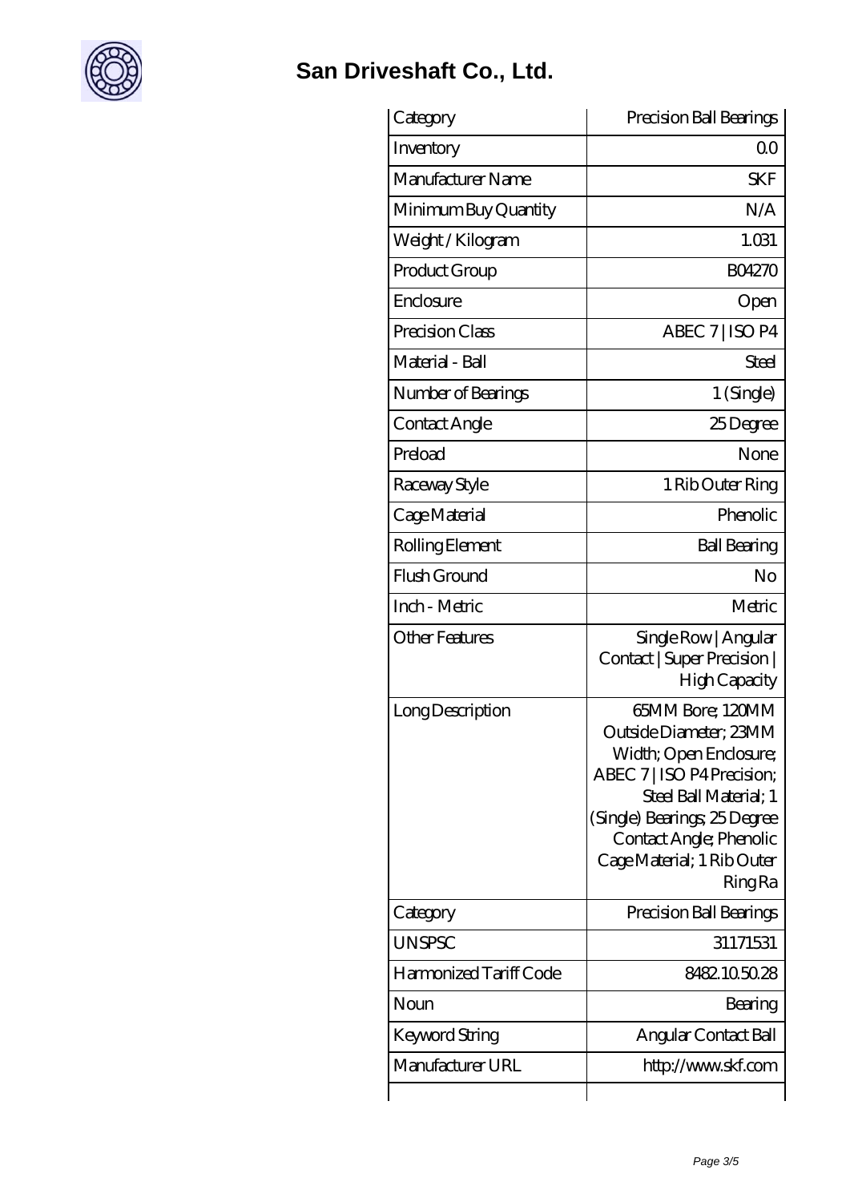# San Driveshaft Co., Ltd.

| | |
|---|---|
| Category | Precision Ball Bearings |
| Inventory | 0.0 |
| Manufacturer Name | SKF |
| Minimum Buy Quantity | N/A |
| Weight / Kilogram | 1.031 |
| Product Group | B04270 |
| Enclosure | Open |
| Precision Class | ABEC 7 \| ISO P4 |
| Material - Ball | Steel |
| Number of Bearings | 1 (Single) |
| Contact Angle | 25 Degree |
| Preload | None |
| Raceway Style | 1 Rib Outer Ring |
| Cage Material | Phenolic |
| Rolling Element | Ball Bearing |
| Flush Ground | No |
| Inch - Metric | Metric |
| Other Features | Single Row \| Angular Contact \| Super Precision \| High Capacity |
| Long Description | 65MM Bore; 120MM Outside Diameter; 23MM Width; Open Enclosure; ABEC 7 \| ISO P4 Precision; Steel Ball Material; 1 (Single) Bearings; 25 Degree Contact Angle; Phenolic Cage Material; 1 Rib Outer Ring Ra |
| Category | Precision Ball Bearings |
| UNSPSC | 31171531 |
| Harmonized Tariff Code | 8482.10.50.28 |
| Noun | Bearing |
| Keyword String | Angular Contact Ball |
| Manufacturer URL | http://www.skf.com |
| | |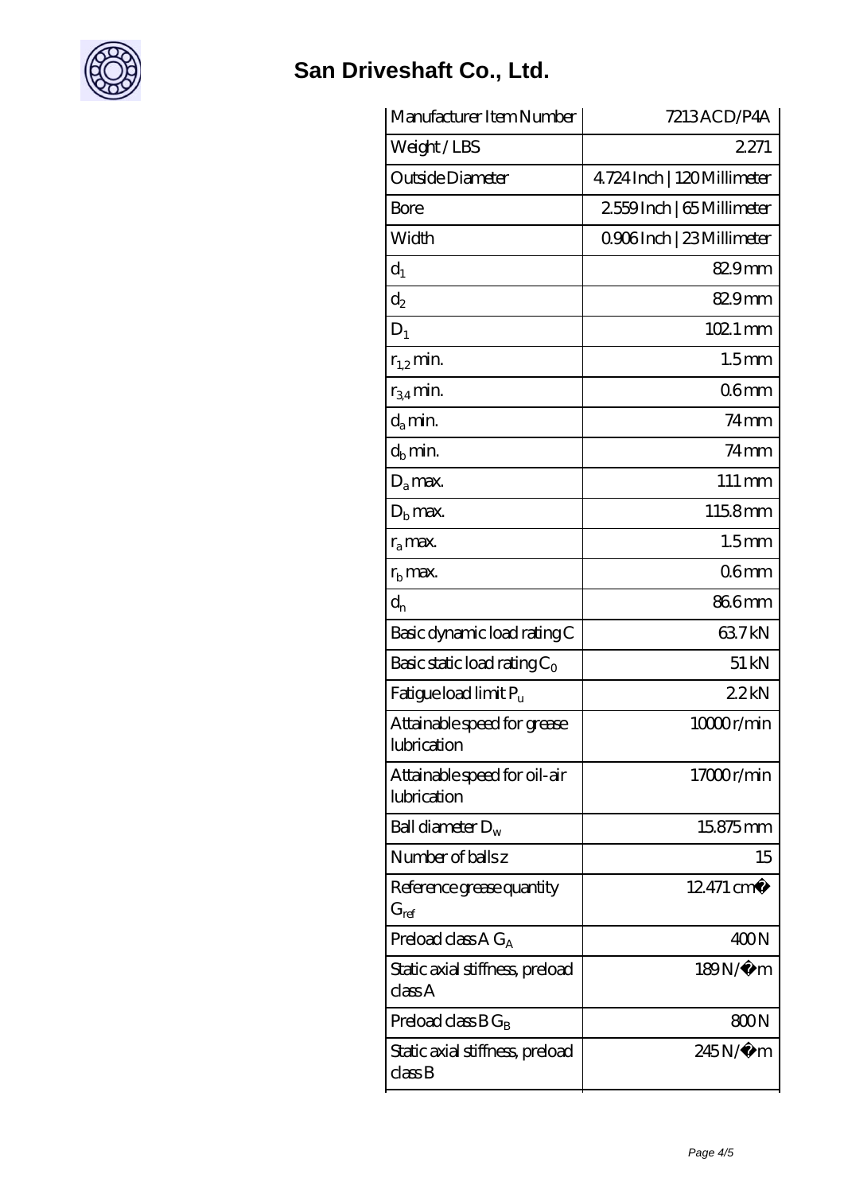# San Driveshaft Co., Ltd.

| Manufacturer Item Number | 7213 ACD/P4A |
| --- | --- |
| Weight / LBS | 2.271 |
| Outside Diameter | 4.724 Inch \| 120 Millimeter |
| Bore | 2.559 Inch \| 65 Millimeter |
| Width | 0.906 Inch \| 23 Millimeter |
| $d_1$ | 82.9 mm |
| $d_2$ | 82.9 mm |
| $D_1$ | 102.1 mm |
| $r_{1,2}$ min. | 1.5 mm |
| $r_{3,4}$ min. | 0.6 mm |
| $d_a$ min. | 74 mm |
| $d_b$ min. | 74 mm |
| $D_a$ max. | 111 mm |
| $D_b$ max. | 115.8 mm |
| $r_a$ max. | 1.5 mm |
| $r_b$ max. | 0.6 mm |
| $d_n$ | 86.6 mm |
| Basic dynamic load rating C | 63.7 kN |
| Basic static load rating $C_0$ | 51 kN |
| Fatigue load limit $P_u$ | 2.2 kN |
| Attainable speed for grease lubrication | 10000 r/min |
| Attainable speed for oil-air lubrication | 17000 r/min |
| Ball diameter $D_w$ | 15.875 mm |
| Number of balls z | 15 |
| Reference grease quantity $G_{ref}$ | 12.471 cm� |
| Preload class A $G_A$ | 400 N |
| Static axial stiffness, preload class A | 189 N/�m |
| Preload class B $G_B$ | 800 N |
| Static axial stiffness, preload class B | 245 N/�m |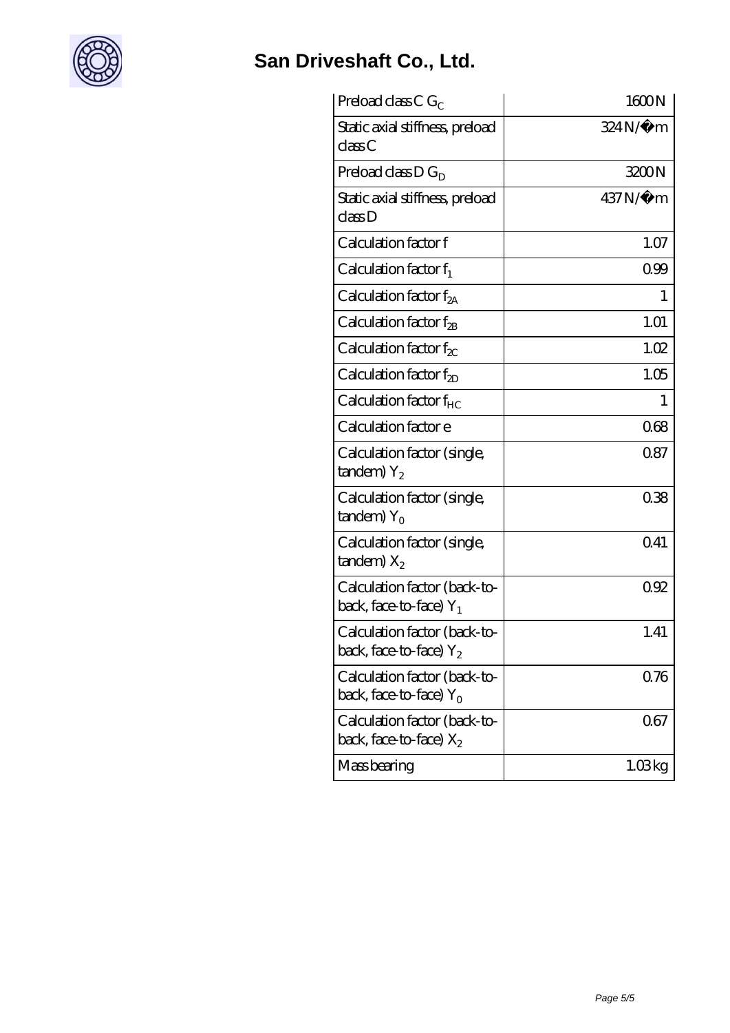| | |
|---|---|
| Preload class C $G_C$ | 1600 N |
| Static axial stiffness, preload class C | 324 N/µm |
| Preload class D $G_D$ | 3200 N |
| Static axial stiffness, preload class D | 437 N/µm |
| Calculation factor f | 1.07 |
| Calculation factor $f_1$ | 0.99 |
| Calculation factor $f_{2A}$ | 1 |
| Calculation factor $f_{2B}$ | 1.01 |
| Calculation factor $f_{2C}$ | 1.02 |
| Calculation factor $f_{2D}$ | 1.05 |
| Calculation factor $f_{HC}$ | 1 |
| Calculation factor e | 0.68 |
| Calculation factor (single, tandem) $Y_2$ | 0.87 |
| Calculation factor (single, tandem) $Y_0$ | 0.38 |
| Calculation factor (single, tandem) $X_2$ | 0.41 |
| Calculation factor (back-to-back, face-to-face) $Y_1$ | 0.92 |
| Calculation factor (back-to-back, face-to-face) $Y_2$ | 1.41 |
| Calculation factor (back-to-back, face-to-face) $Y_0$ | 0.76 |
| Calculation factor (back-to-back, face-to-face) $X_2$ | 0.67 |
| Mass bearing | 1.03 kg |